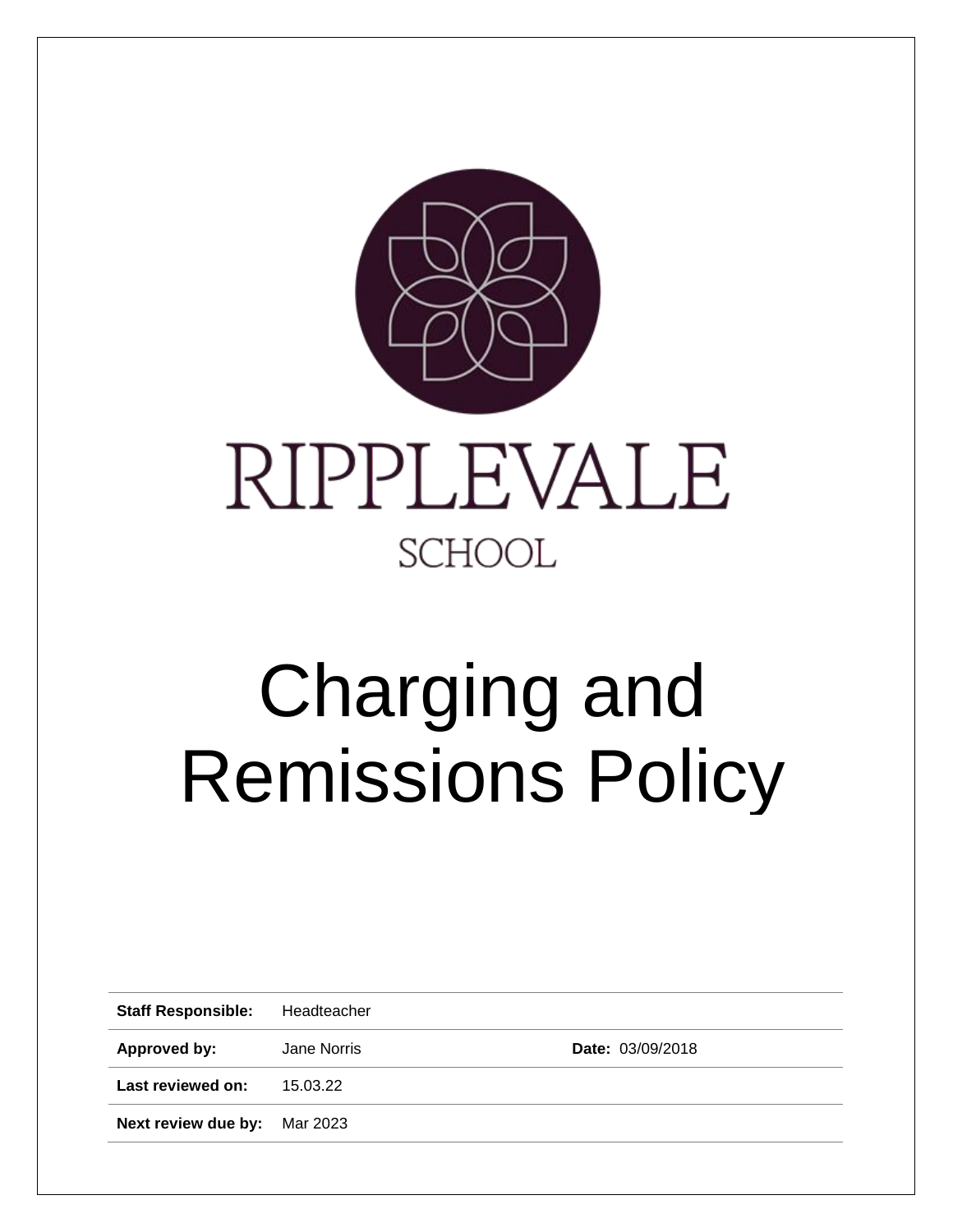RIPPLEVALE

SCHOOL

# Charging and Remissions Policy

| | | | |
|---|---|---|---|
| **Staff Responsible:** | Headteacher | | |
| **Approved by:** | Jane Norris | **Date:** | 03/09/2018 |
| **Last reviewed on:** | 15.03.22 | | |
| **Next review due by:** | Mar 2023 | | |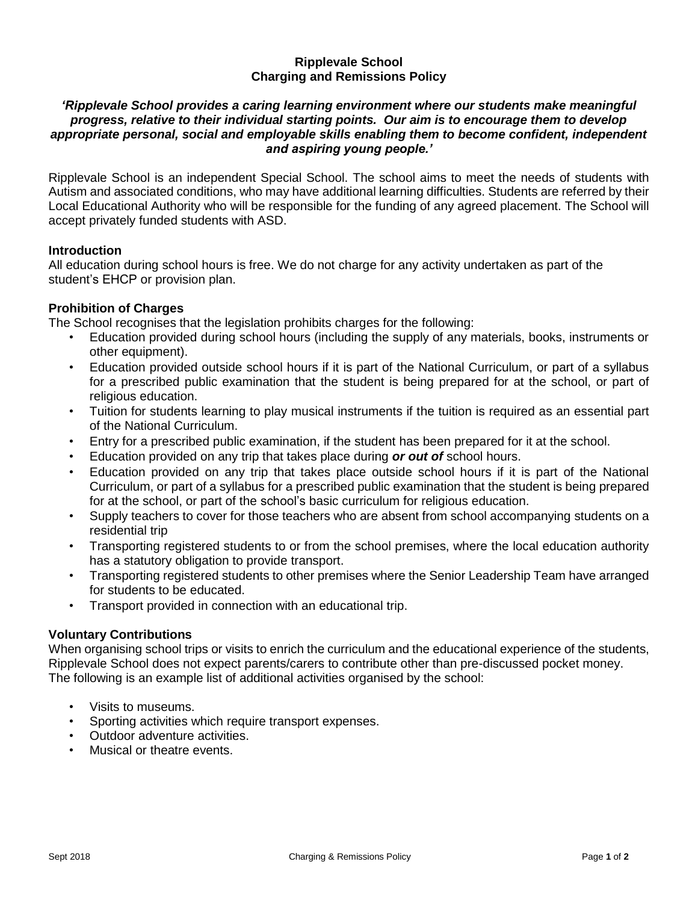**Ripplevale School**
**Charging and Remissions Policy**

***'Ripplevale School provides a caring learning environment where our students make meaningful progress, relative to their individual starting points. Our aim is to encourage them to develop appropriate personal, social and employable skills enabling them to become confident, independent and aspiring young people.'***

Ripplevale School is an independent Special School. The school aims to meet the needs of students with Autism and associated conditions, who may have additional learning difficulties. Students are referred by their Local Educational Authority who will be responsible for the funding of any agreed placement. The School will accept privately funded students with ASD.

### Introduction

All education during school hours is free. We do not charge for any activity undertaken as part of the student's EHCP or provision plan.

### Prohibition of Charges

The School recognises that the legislation prohibits charges for the following:

- Education provided during school hours (including the supply of any materials, books, instruments or other equipment).
- Education provided outside school hours if it is part of the National Curriculum, or part of a syllabus for a prescribed public examination that the student is being prepared for at the school, or part of religious education.
- Tuition for students learning to play musical instruments if the tuition is required as an essential part of the National Curriculum.
- Entry for a prescribed public examination, if the student has been prepared for it at the school.
- Education provided on any trip that takes place during ***or out of*** school hours.
- Education provided on any trip that takes place outside school hours if it is part of the National Curriculum, or part of a syllabus for a prescribed public examination that the student is being prepared for at the school, or part of the school's basic curriculum for religious education.
- Supply teachers to cover for those teachers who are absent from school accompanying students on a residential trip
- Transporting registered students to or from the school premises, where the local education authority has a statutory obligation to provide transport.
- Transporting registered students to other premises where the Senior Leadership Team have arranged for students to be educated.
- Transport provided in connection with an educational trip.

### Voluntary Contributions

When organising school trips or visits to enrich the curriculum and the educational experience of the students, Ripplevale School does not expect parents/carers to contribute other than pre-discussed pocket money. The following is an example list of additional activities organised by the school:

- Visits to museums.
- Sporting activities which require transport expenses.
- Outdoor adventure activities.
- Musical or theatre events.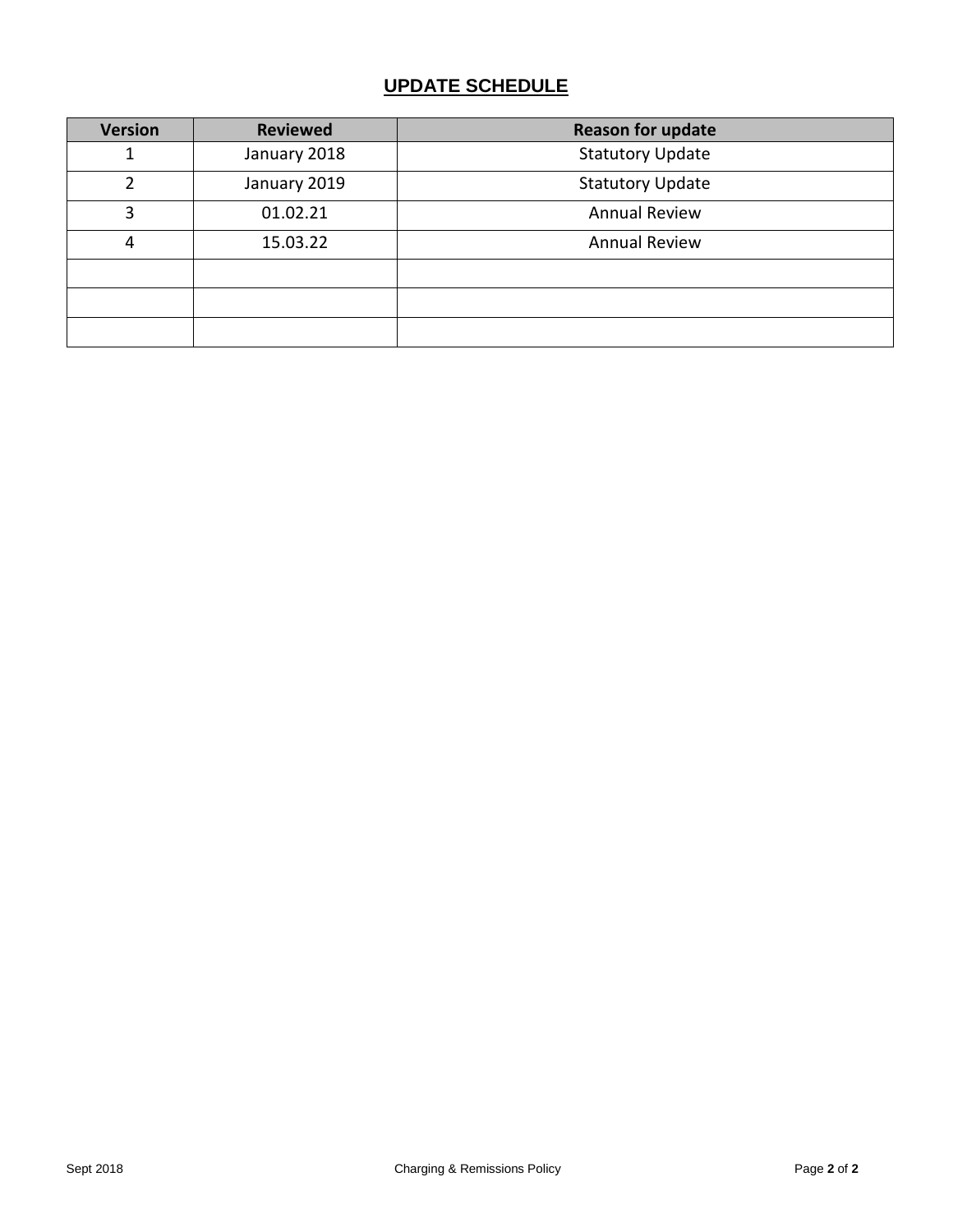## UPDATE SCHEDULE

| Version | Reviewed | Reason for update |
|---|---|---|
| 1 | January 2018 | Statutory Update |
| 2 | January 2019 | Statutory Update |
| 3 | 01.02.21 | Annual Review |
| 4 | 15.03.22 | Annual Review |
| | | |
| | | |
| | | |